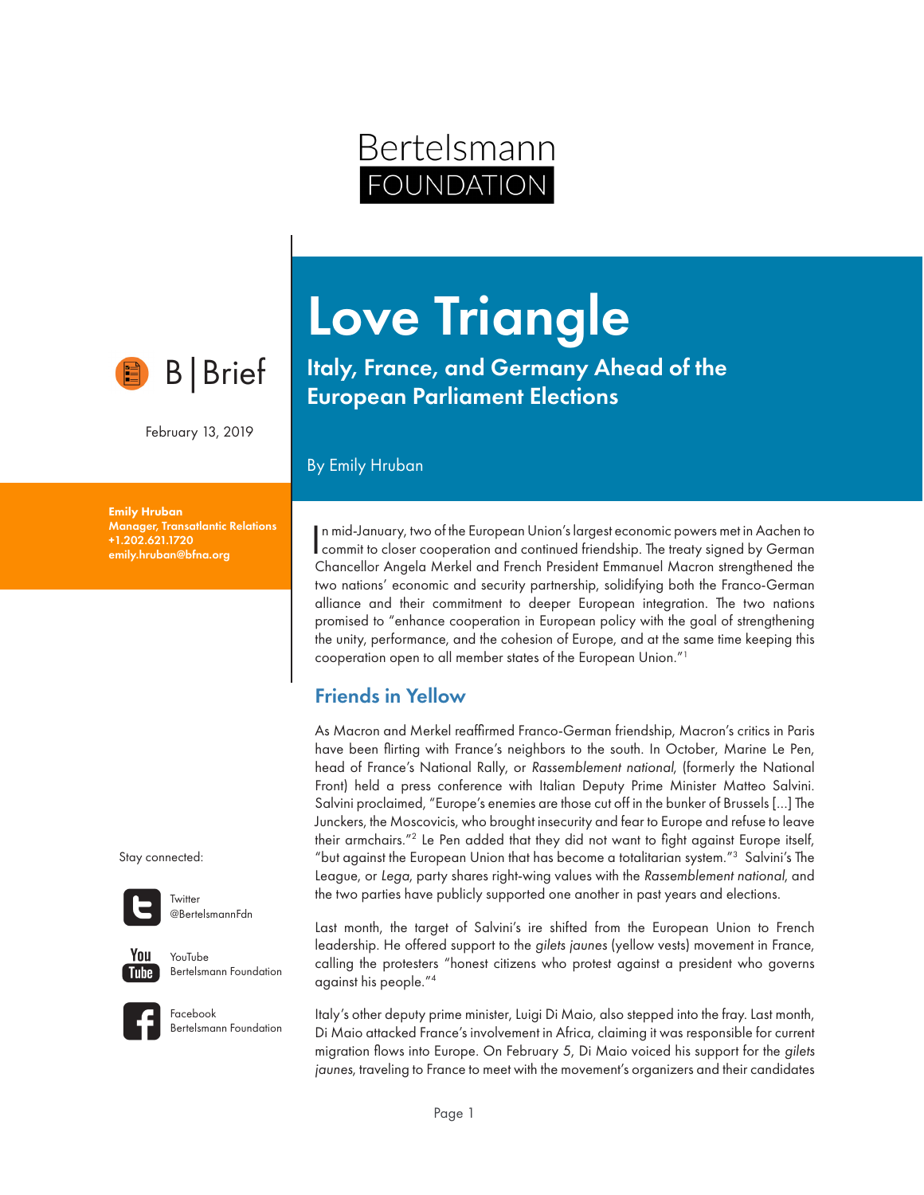Bertelsmann FOUNDATION

B | Brief

February 13, 2019

**Emily Hruban**
**Manager, Transatlantic Relations**
**+1.202.621.1720**
**emily.hruban@bfna.org**

# Love Triangle

## Italy, France, and Germany Ahead of the European Parliament Elections

By Emily Hruban

In mid-January, two of the European Union's largest economic powers met in Aachen to commit to closer cooperation and continued friendship. The treaty signed by German Chancellor Angela Merkel and French President Emmanuel Macron strengthened the two nations' economic and security partnership, solidifying both the Franco-German alliance and their commitment to deeper European integration. The two nations promised to "enhance cooperation in European policy with the goal of strengthening the unity, performance, and the cohesion of Europe, and at the same time keeping this cooperation open to all member states of the European Union."[1]

### Friends in Yellow

As Macron and Merkel reaffirmed Franco-German friendship, Macron's critics in Paris have been flirting with France's neighbors to the south. In October, Marine Le Pen, head of France's National Rally, or *Rassemblement national*, (formerly the National Front) held a press conference with Italian Deputy Prime Minister Matteo Salvini. Salvini proclaimed, "Europe's enemies are those cut off in the bunker of Brussels [...] The Junckers, the Moscovicis, who brought insecurity and fear to Europe and refuse to leave their armchairs."[2] Le Pen added that they did not want to fight against Europe itself, "but against the European Union that has become a totalitarian system."[3] Salvini's The League, or *Lega*, party shares right-wing values with the *Rassemblement national*, and the two parties have publicly supported one another in past years and elections.

Last month, the target of Salvini's ire shifted from the European Union to French leadership. He offered support to the *gilets jaunes* (yellow vests) movement in France, calling the protesters "honest citizens who protest against a president who governs against his people."[4]

Italy's other deputy prime minister, Luigi Di Maio, also stepped into the fray. Last month, Di Maio attacked France's involvement in Africa, claiming it was responsible for current migration flows into Europe. On February 5, Di Maio voiced his support for the *gilets jaunes*, traveling to France to meet with the movement's organizers and their candidates

Stay connected:

Twitter @BertelsmannFdn

YouTube Bertelsmann Foundation

Facebook Bertelsmann Foundation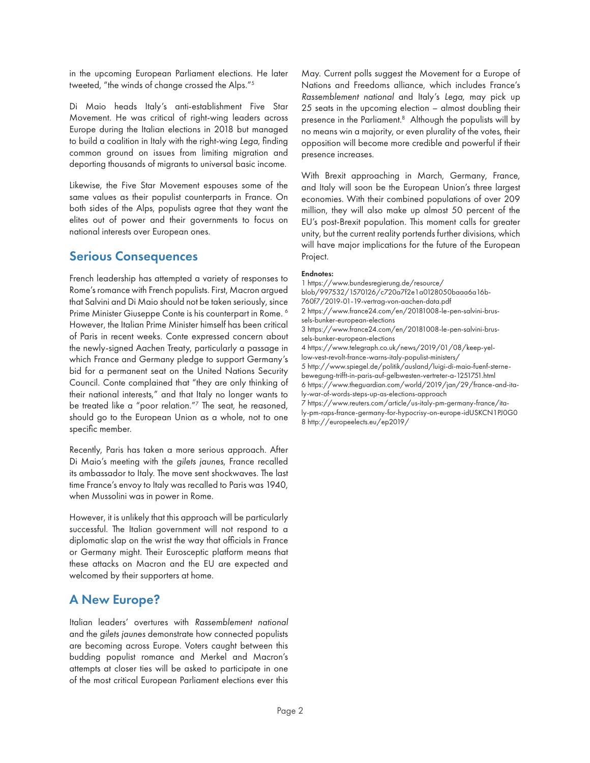in the upcoming European Parliament elections. He later tweeted, "the winds of change crossed the Alps."[5]

Di Maio heads Italy's anti-establishment Five Star Movement. He was critical of right-wing leaders across Europe during the Italian elections in 2018 but managed to build a coalition in Italy with the right-wing *Lega*, finding common ground on issues from limiting migration and deporting thousands of migrants to universal basic income.

Likewise, the Five Star Movement espouses some of the same values as their populist counterparts in France. On both sides of the Alps, populists agree that they want the elites out of power and their governments to focus on national interests over European ones.

## Serious Consequences

French leadership has attempted a variety of responses to Rome's romance with French populists. First, Macron argued that Salvini and Di Maio should not be taken seriously, since Prime Minister Giuseppe Conte is his counterpart in Rome.[6] However, the Italian Prime Minister himself has been critical of Paris in recent weeks. Conte expressed concern about the newly-signed Aachen Treaty, particularly a passage in which France and Germany pledge to support Germany's bid for a permanent seat on the United Nations Security Council. Conte complained that "they are only thinking of their national interests," and that Italy no longer wants to be treated like a "poor relation."[7] The seat, he reasoned, should go to the European Union as a whole, not to one specific member.

Recently, Paris has taken a more serious approach. After Di Maio's meeting with the *gilets jaunes*, France recalled its ambassador to Italy. The move sent shockwaves. The last time France's envoy to Italy was recalled to Paris was 1940, when Mussolini was in power in Rome.

However, it is unlikely that this approach will be particularly successful. The Italian government will not respond to a diplomatic slap on the wrist the way that officials in France or Germany might. Their Eurosceptic platform means that these attacks on Macron and the EU are expected and welcomed by their supporters at home.

## A New Europe?

Italian leaders' overtures with *Rassemblement national* and the *gilets jaunes* demonstrate how connected populists are becoming across Europe. Voters caught between this budding populist romance and Merkel and Macron's attempts at closer ties will be asked to participate in one of the most critical European Parliament elections ever this May. Current polls suggest the Movement for a Europe of Nations and Freedoms alliance, which includes France's *Rassemblement national* and Italy's *Lega*, may pick up 25 seats in the upcoming election – almost doubling their presence in the Parliament.[8] Although the populists will by no means win a majority, or even plurality of the votes, their opposition will become more credible and powerful if their presence increases.

With Brexit approaching in March, Germany, France, and Italy will soon be the European Union's three largest economies. With their combined populations of over 209 million, they will also make up almost 50 percent of the EU's post-Brexit population. This moment calls for greater unity, but the current reality portends further divisions, which will have major implications for the future of the European Project.

**Endnotes:**

1 https://www.bundesregierung.de/resource/blob/997532/1570126/c720a7f2e1a0128050baaa6a16b760f7/2019-01-19-vertrag-von-aachen-data.pdf
2 https://www.france24.com/en/20181008-le-pen-salvini-brussels-bunker-european-elections
3 https://www.france24.com/en/20181008-le-pen-salvini-brussels-bunker-european-elections
4 https://www.telegraph.co.uk/news/2019/01/08/keep-yellow-vest-revolt-france-warns-italy-populist-ministers/
5 http://www.spiegel.de/politik/ausland/luigi-di-maio-fuenf-sterne-bewegung-trifft-in-paris-auf-gelbwesten-vertreter-a-1251751.html
6 https://www.theguardian.com/world/2019/jan/29/france-and-italy-war-of-words-steps-up-as-elections-approach
7 https://www.reuters.com/article/us-italy-pm-germany-france/italy-pm-raps-france-germany-for-hypocrisy-on-europe-idUSKCN1PJ0G0
8 http://europeelects.eu/ep2019/